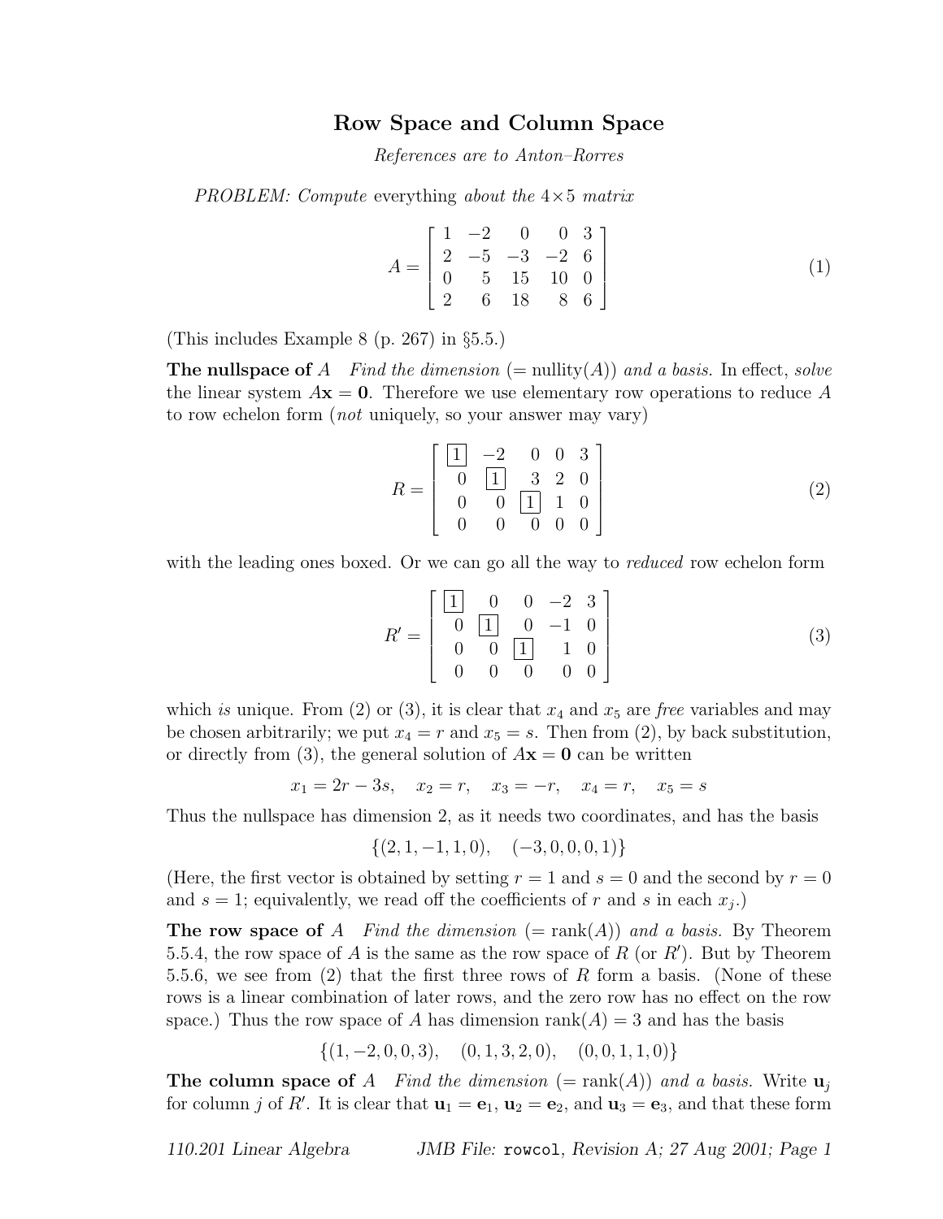# Row Space and Column Space

*References are to Anton–Rorres*

*PROBLEM: Compute* everything *about the* $4 \times 5$ *matrix*

$$A = \begin{bmatrix} 1 & -2 & 0 & 0 & 3 \\ 2 & -5 & -3 & -2 & 6 \\ 0 & 5 & 15 & 10 & 0 \\ 2 & 6 & 18 & 8 & 6 \end{bmatrix} \tag{1}$$

(This includes Example 8 (p. 267) in §5.5.)

**The nullspace of** $A$ *Find the dimension* (= nullity($A$)) *and a basis.* In effect, *solve* the linear system $A\mathbf{x} = \mathbf{0}$. Therefore we use elementary row operations to reduce $A$ to row echelon form (*not* uniquely, so your answer may vary)

$$R = \begin{bmatrix} \boxed{1} & -2 & 0 & 0 & 3 \\ 0 & \boxed{1} & 3 & 2 & 0 \\ 0 & 0 & \boxed{1} & 1 & 0 \\ 0 & 0 & 0 & 0 & 0 \end{bmatrix} \tag{2}$$

with the leading ones boxed. Or we can go all the way to *reduced* row echelon form

$$R' = \begin{bmatrix} \boxed{1} & 0 & 0 & -2 & 3 \\ 0 & \boxed{1} & 0 & -1 & 0 \\ 0 & 0 & \boxed{1} & 1 & 0 \\ 0 & 0 & 0 & 0 & 0 \end{bmatrix} \tag{3}$$

which *is* unique. From (2) or (3), it is clear that $x_4$ and $x_5$ are *free* variables and may be chosen arbitrarily; we put $x_4 = r$ and $x_5 = s$. Then from (2), by back substitution, or directly from (3), the general solution of $A\mathbf{x} = \mathbf{0}$ can be written

$$x_1 = 2r - 3s, \quad x_2 = r, \quad x_3 = -r, \quad x_4 = r, \quad x_5 = s$$

Thus the nullspace has dimension 2, as it needs two coordinates, and has the basis

$$\{(2, 1, -1, 1, 0), \quad (-3, 0, 0, 0, 1)\}$$

(Here, the first vector is obtained by setting $r = 1$ and $s = 0$ and the second by $r = 0$ and $s = 1$; equivalently, we read off the coefficients of $r$ and $s$ in each $x_j$.)

**The row space of** $A$ *Find the dimension* (= rank($A$)) *and a basis.* By Theorem 5.5.4, the row space of $A$ is the same as the row space of $R$ (or $R'$). But by Theorem 5.5.6, we see from (2) that the first three rows of $R$ form a basis. (None of these rows is a linear combination of later rows, and the zero row has no effect on the row space.) Thus the row space of $A$ has dimension rank($A$) = 3 and has the basis

$$\{(1, -2, 0, 0, 3), \quad (0, 1, 3, 2, 0), \quad (0, 0, 1, 1, 0)\}$$

**The column space of** $A$ *Find the dimension* (= rank($A$)) *and a basis.* Write $\mathbf{u}_j$ for column $j$ of $R'$. It is clear that $\mathbf{u}_1 = \mathbf{e}_1$, $\mathbf{u}_2 = \mathbf{e}_2$, and $\mathbf{u}_3 = \mathbf{e}_3$, and that these form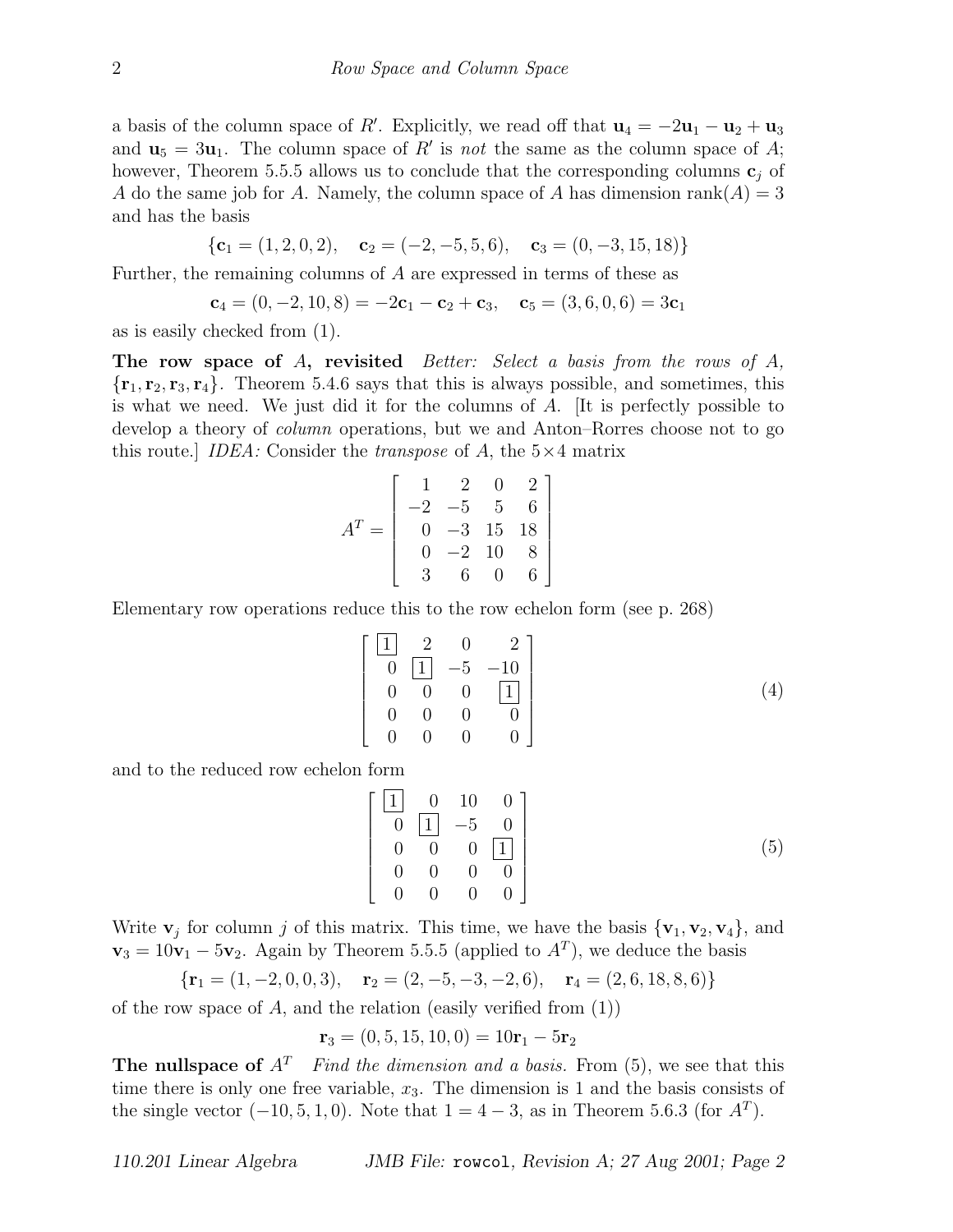a basis of the column space of $R'$. Explicitly, we read off that $\mathbf{u}_4 = -2\mathbf{u}_1 - \mathbf{u}_2 + \mathbf{u}_3$ and $\mathbf{u}_5 = 3\mathbf{u}_1$. The column space of $R'$ is *not* the same as the column space of $A$; however, Theorem 5.5.5 allows us to conclude that the corresponding columns $\mathbf{c}_j$ of $A$ do the same job for $A$. Namely, the column space of $A$ has dimension $\operatorname{rank}(A) = 3$ and has the basis

$$\{\mathbf{c}_1 = (1, 2, 0, 2), \quad \mathbf{c}_2 = (-2, -5, 5, 6), \quad \mathbf{c}_3 = (0, -3, 15, 18)\}$$

Further, the remaining columns of $A$ are expressed in terms of these as

$$\mathbf{c}_4 = (0, -2, 10, 8) = -2\mathbf{c}_1 - \mathbf{c}_2 + \mathbf{c}_3, \quad \mathbf{c}_5 = (3, 6, 0, 6) = 3\mathbf{c}_1$$

as is easily checked from (1).

**The row space of $A$, revisited** *Better: Select a basis from the rows of $A$, $\{\mathbf{r}_1, \mathbf{r}_2, \mathbf{r}_3, \mathbf{r}_4\}$.* Theorem 5.4.6 says that this is always possible, and sometimes, this is what we need. We just did it for the columns of $A$. [It is perfectly possible to develop a theory of *column* operations, but we and Anton–Rorres choose not to go this route.] *IDEA:* Consider the *transpose* of $A$, the $5 \times 4$ matrix

$$A^T = \begin{bmatrix} 1 & 2 & 0 & 2 \\ -2 & -5 & 5 & 6 \\ 0 & -3 & 15 & 18 \\ 0 & -2 & 10 & 8 \\ 3 & 6 & 0 & 6 \end{bmatrix}$$

Elementary row operations reduce this to the row echelon form (see p. 268)

$$\begin{bmatrix} \boxed{1} & 2 & 0 & 2 \\ 0 & \boxed{1} & -5 & -10 \\ 0 & 0 & 0 & \boxed{1} \\ 0 & 0 & 0 & 0 \\ 0 & 0 & 0 & 0 \end{bmatrix} \tag{4}$$

and to the reduced row echelon form

$$\begin{bmatrix} \boxed{1} & 0 & 10 & 0 \\ 0 & \boxed{1} & -5 & 0 \\ 0 & 0 & 0 & \boxed{1} \\ 0 & 0 & 0 & 0 \\ 0 & 0 & 0 & 0 \end{bmatrix} \tag{5}$$

Write $\mathbf{v}_j$ for column $j$ of this matrix. This time, we have the basis $\{\mathbf{v}_1, \mathbf{v}_2, \mathbf{v}_4\}$, and $\mathbf{v}_3 = 10\mathbf{v}_1 - 5\mathbf{v}_2$. Again by Theorem 5.5.5 (applied to $A^T$), we deduce the basis

$$\{\mathbf{r}_1 = (1, -2, 0, 0, 3), \quad \mathbf{r}_2 = (2, -5, -3, -2, 6), \quad \mathbf{r}_4 = (2, 6, 18, 8, 6)\}$$

of the row space of $A$, and the relation (easily verified from (1))

$$\mathbf{r}_3 = (0, 5, 15, 10, 0) = 10\mathbf{r}_1 - 5\mathbf{r}_2$$

**The nullspace of $A^T$** *Find the dimension and a basis.* From (5), we see that this time there is only one free variable, $x_3$. The dimension is 1 and the basis consists of the single vector $(-10, 5, 1, 0)$. Note that $1 = 4 - 3$, as in Theorem 5.6.3 (for $A^T$).